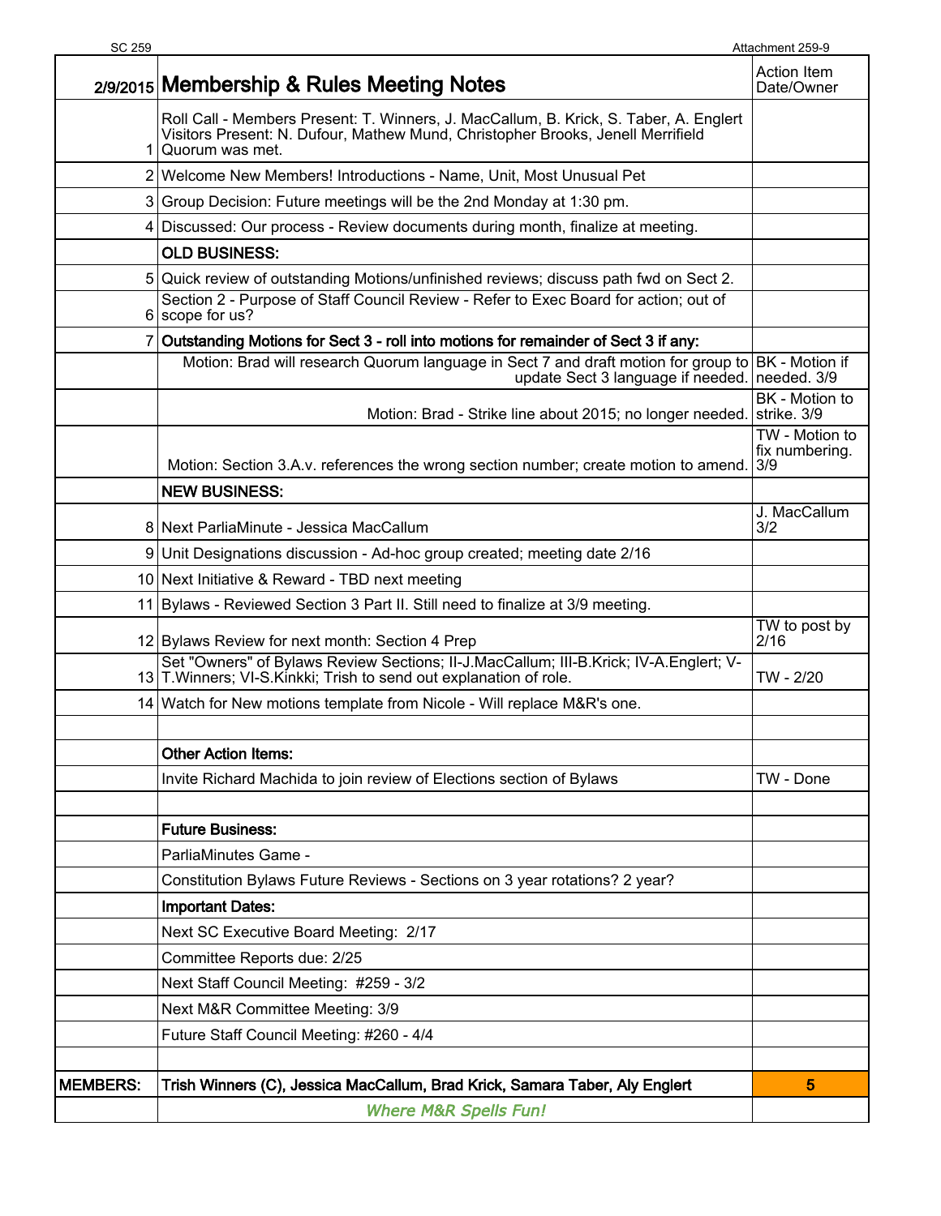| 2/9/2015 | Membership & Rules Meeting Notes | Action Item Date/Owner |
|---|---|---|
| 1 | Roll Call - Members Present: T. Winners, J. MacCallum, B. Krick, S. Taber, A. Englert<br>Visitors Present: N. Dufour, Mathew Mund, Christopher Brooks, Jenell Merrifield<br>Quorum was met. | |
| 2 | Welcome New Members! Introductions - Name, Unit, Most Unusual Pet | |
| 3 | Group Decision: Future meetings will be the 2nd Monday at 1:30 pm. | |
| 4 | Discussed: Our process - Review documents during month, finalize at meeting. | |
| | **OLD BUSINESS:** | |
| 5 | Quick review of outstanding Motions/unfinished reviews; discuss path fwd on Sect 2. | |
| 6 | Section 2 - Purpose of Staff Council Review - Refer to Exec Board for action; out of scope for us? | |
| 7 | **Outstanding Motions for Sect 3 - roll into motions for remainder of Sect 3 if any:** | |
| | Motion: Brad will research Quorum language in Sect 7 and draft motion for group to update Sect 3 language if needed. | BK - Motion if needed. 3/9 |
| | Motion: Brad - Strike line about 2015; no longer needed. | BK - Motion to strike. 3/9 |
| | Motion: Section 3.A.v. references the wrong section number; create motion to amend. | TW - Motion to fix numbering. 3/9 |
| | **NEW BUSINESS:** | |
| 8 | Next ParliaMinute - Jessica MacCallum | J. MacCallum 3/2 |
| 9 | Unit Designations discussion - Ad-hoc group created; meeting date 2/16 | |
| 10 | Next Initiative & Reward - TBD next meeting | |
| 11 | Bylaws - Reviewed Section 3 Part II. Still need to finalize at 3/9 meeting. | |
| 12 | Bylaws Review for next month: Section 4 Prep | TW to post by 2/16 |
| 13 | Set "Owners" of Bylaws Review Sections; II-J.MacCallum; III-B.Krick; IV-A.Englert; V-T.Winners; VI-S.Kinkki; Trish to send out explanation of role. | TW - 2/20 |
| 14 | Watch for New motions template from Nicole - Will replace M&R's one. | |
| | | |
| | **Other Action Items:** | |
| | Invite Richard Machida to join review of Elections section of Bylaws | TW - Done |
| | | |
| | **Future Business:** | |
| | ParliaMinutes Game - | |
| | Constitution Bylaws Future Reviews - Sections on 3 year rotations? 2 year? | |
| | **Important Dates:** | |
| | Next SC Executive Board Meeting: 2/17 | |
| | Committee Reports due: 2/25 | |
| | Next Staff Council Meeting: #259 - 3/2 | |
| | Next M&R Committee Meeting: 3/9 | |
| | Future Staff Council Meeting: #260 - 4/4 | |
| | | |
| **MEMBERS:** | **Trish Winners (C), Jessica MacCallum, Brad Krick, Samara Taber, Aly Englert** | **5** |
| | ***Where M&R Spells Fun!*** | |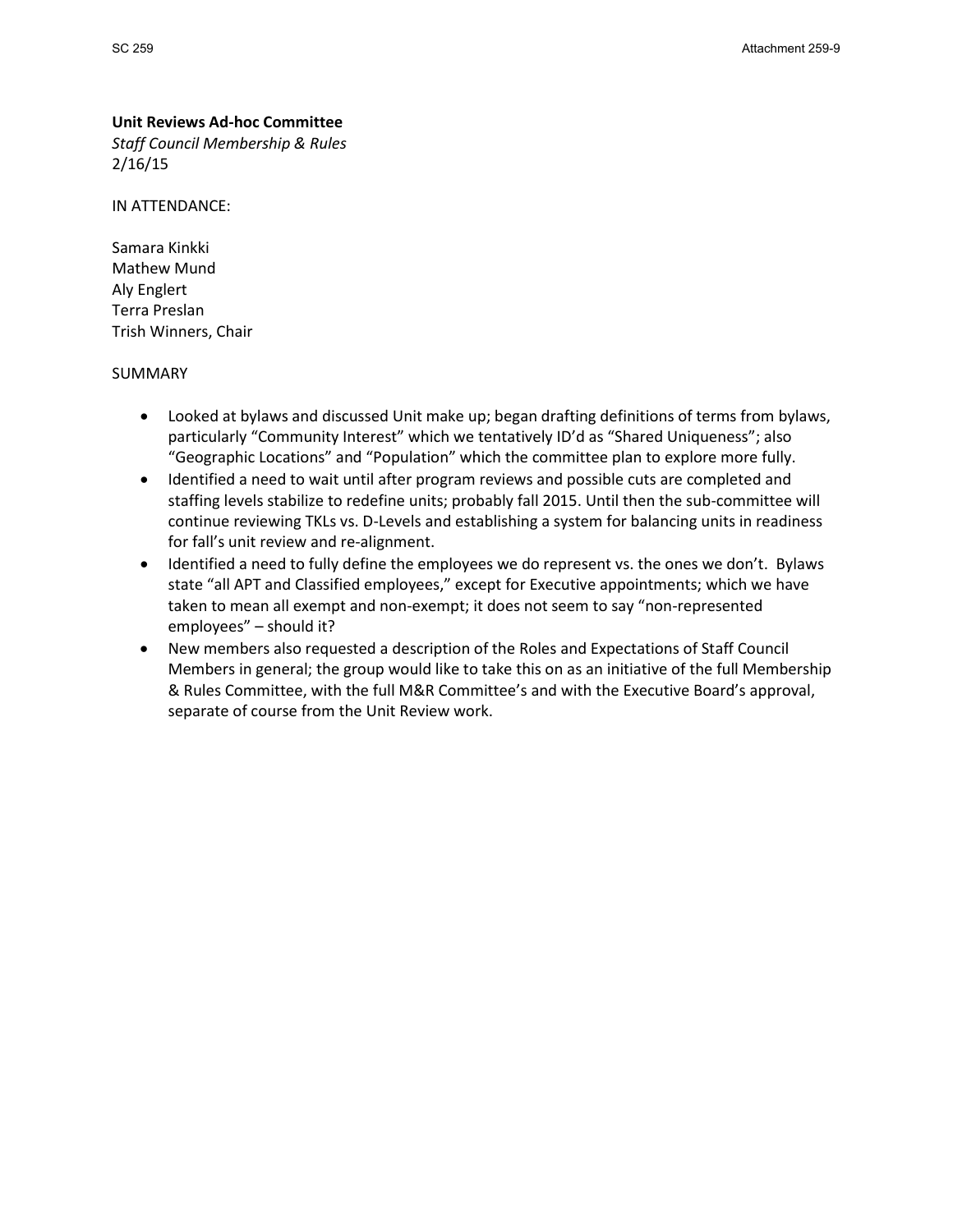**Unit Reviews Ad-hoc Committee**
*Staff Council Membership & Rules*
2/16/15

IN ATTENDANCE:

Samara Kinkki
Mathew Mund
Aly Englert
Terra Preslan
Trish Winners, Chair

SUMMARY

- Looked at bylaws and discussed Unit make up; began drafting definitions of terms from bylaws, particularly "Community Interest" which we tentatively ID'd as "Shared Uniqueness"; also "Geographic Locations" and "Population" which the committee plan to explore more fully.
- Identified a need to wait until after program reviews and possible cuts are completed and staffing levels stabilize to redefine units; probably fall 2015. Until then the sub-committee will continue reviewing TKLs vs. D-Levels and establishing a system for balancing units in readiness for fall's unit review and re-alignment.
- Identified a need to fully define the employees we do represent vs. the ones we don't. Bylaws state "all APT and Classified employees," except for Executive appointments; which we have taken to mean all exempt and non-exempt; it does not seem to say "non-represented employees" – should it?
- New members also requested a description of the Roles and Expectations of Staff Council Members in general; the group would like to take this on as an initiative of the full Membership & Rules Committee, with the full M&R Committee's and with the Executive Board's approval, separate of course from the Unit Review work.